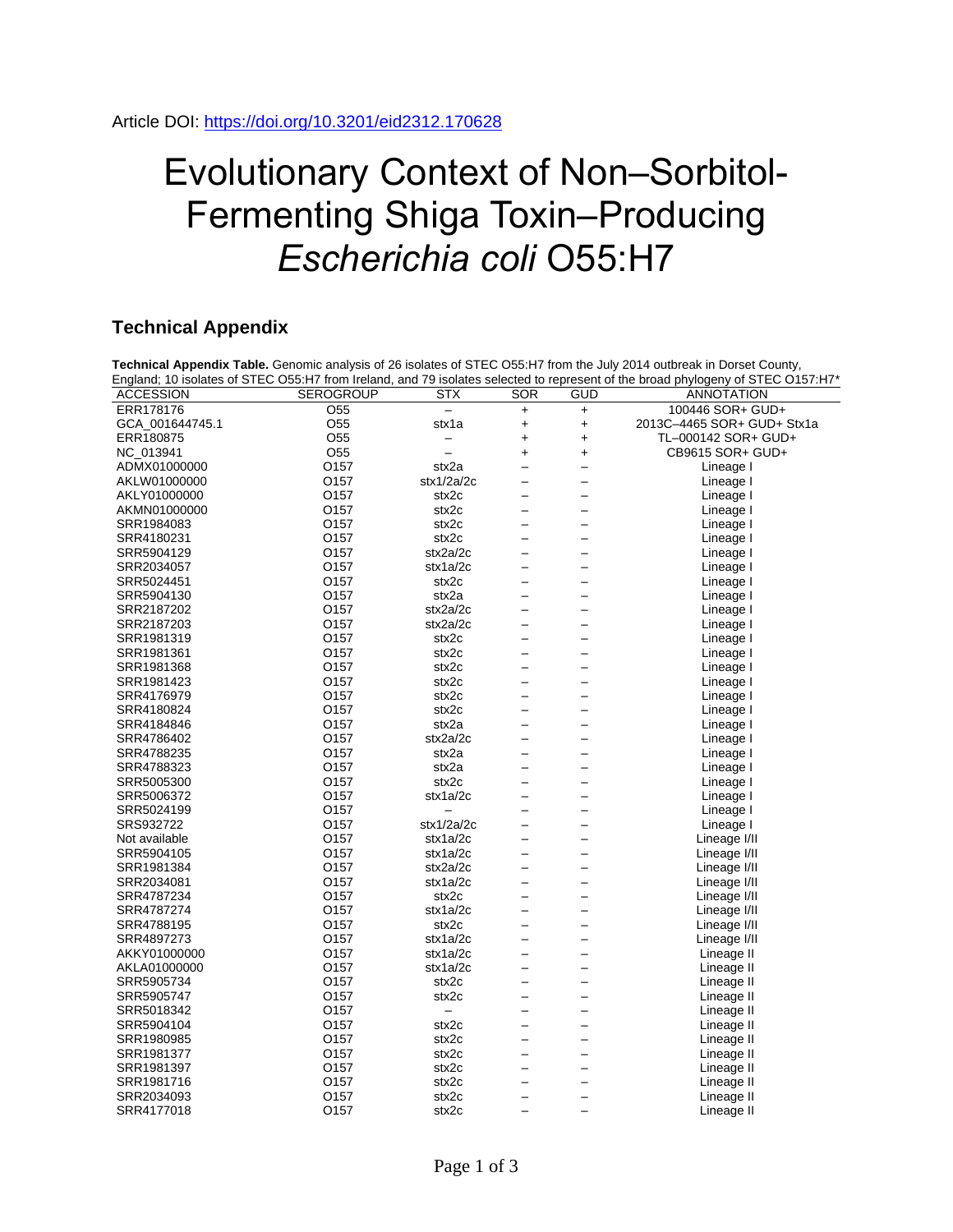Article DOI: https://doi.org/10.3201/eid2312.170628

# Evolutionary Context of Non–Sorbitol-Fermenting Shiga Toxin–Producing *Escherichia coli* O55:H7

## Technical Appendix

**Technical Appendix Table.** Genomic analysis of 26 isolates of STEC O55:H7 from the July 2014 outbreak in Dorset County, England; 10 isolates of STEC O55:H7 from Ireland, and 79 isolates selected to represent of the broad phylogeny of STEC O157:H7*

| ACCESSION | SEROGROUP | STX | SOR | GUD | ANNOTATION |
|---|---|---|---|---|---|
| ERR178176 | O55 | – | + | + | 100446 SOR+ GUD+ |
| GCA_001644745.1 | O55 | stx1a | + | + | 2013C–4465 SOR+ GUD+ Stx1a |
| ERR180875 | O55 | – | + | + | TL–000142 SOR+ GUD+ |
| NC_013941 | O55 | – | + | + | CB9615 SOR+ GUD+ |
| ADMX01000000 | O157 | stx2a | – | – | Lineage I |
| AKLW01000000 | O157 | stx1/2a/2c | – | – | Lineage I |
| AKLY01000000 | O157 | stx2c | – | – | Lineage I |
| AKMN01000000 | O157 | stx2c | – | – | Lineage I |
| SRR1984083 | O157 | stx2c | – | – | Lineage I |
| SRR4180231 | O157 | stx2c | – | – | Lineage I |
| SRR5904129 | O157 | stx2a/2c | – | – | Lineage I |
| SRR2034057 | O157 | stx1a/2c | – | – | Lineage I |
| SRR5024451 | O157 | stx2c | – | – | Lineage I |
| SRR5904130 | O157 | stx2a | – | – | Lineage I |
| SRR2187202 | O157 | stx2a/2c | – | – | Lineage I |
| SRR2187203 | O157 | stx2a/2c | – | – | Lineage I |
| SRR1981319 | O157 | stx2c | – | – | Lineage I |
| SRR1981361 | O157 | stx2c | – | – | Lineage I |
| SRR1981368 | O157 | stx2c | – | – | Lineage I |
| SRR1981423 | O157 | stx2c | – | – | Lineage I |
| SRR4176979 | O157 | stx2c | – | – | Lineage I |
| SRR4180824 | O157 | stx2c | – | – | Lineage I |
| SRR4184846 | O157 | stx2a | – | – | Lineage I |
| SRR4786402 | O157 | stx2a/2c | – | – | Lineage I |
| SRR4788235 | O157 | stx2a | – | – | Lineage I |
| SRR4788323 | O157 | stx2a | – | – | Lineage I |
| SRR5005300 | O157 | stx2c | – | – | Lineage I |
| SRR5006372 | O157 | stx1a/2c | – | – | Lineage I |
| SRR5024199 | O157 | – | – | – | Lineage I |
| SRS932722 | O157 | stx1/2a/2c | – | – | Lineage I |
| Not available | O157 | stx1a/2c | – | – | Lineage I/II |
| SRR5904105 | O157 | stx1a/2c | – | – | Lineage I/II |
| SRR1981384 | O157 | stx2a/2c | – | – | Lineage I/II |
| SRR2034081 | O157 | stx1a/2c | – | – | Lineage I/II |
| SRR4787234 | O157 | stx2c | – | – | Lineage I/II |
| SRR4787274 | O157 | stx1a/2c | – | – | Lineage I/II |
| SRR4788195 | O157 | stx2c | – | – | Lineage I/II |
| SRR4897273 | O157 | stx1a/2c | – | – | Lineage I/II |
| AKKY01000000 | O157 | stx1a/2c | – | – | Lineage II |
| AKLA01000000 | O157 | stx1a/2c | – | – | Lineage II |
| SRR5905734 | O157 | stx2c | – | – | Lineage II |
| SRR5905747 | O157 | stx2c | – | – | Lineage II |
| SRR5018342 | O157 | – | – | – | Lineage II |
| SRR5904104 | O157 | stx2c | – | – | Lineage II |
| SRR1980985 | O157 | stx2c | – | – | Lineage II |
| SRR1981377 | O157 | stx2c | – | – | Lineage II |
| SRR1981397 | O157 | stx2c | – | – | Lineage II |
| SRR1981716 | O157 | stx2c | – | – | Lineage II |
| SRR2034093 | O157 | stx2c | – | – | Lineage II |
| SRR4177018 | O157 | stx2c | – | – | Lineage II |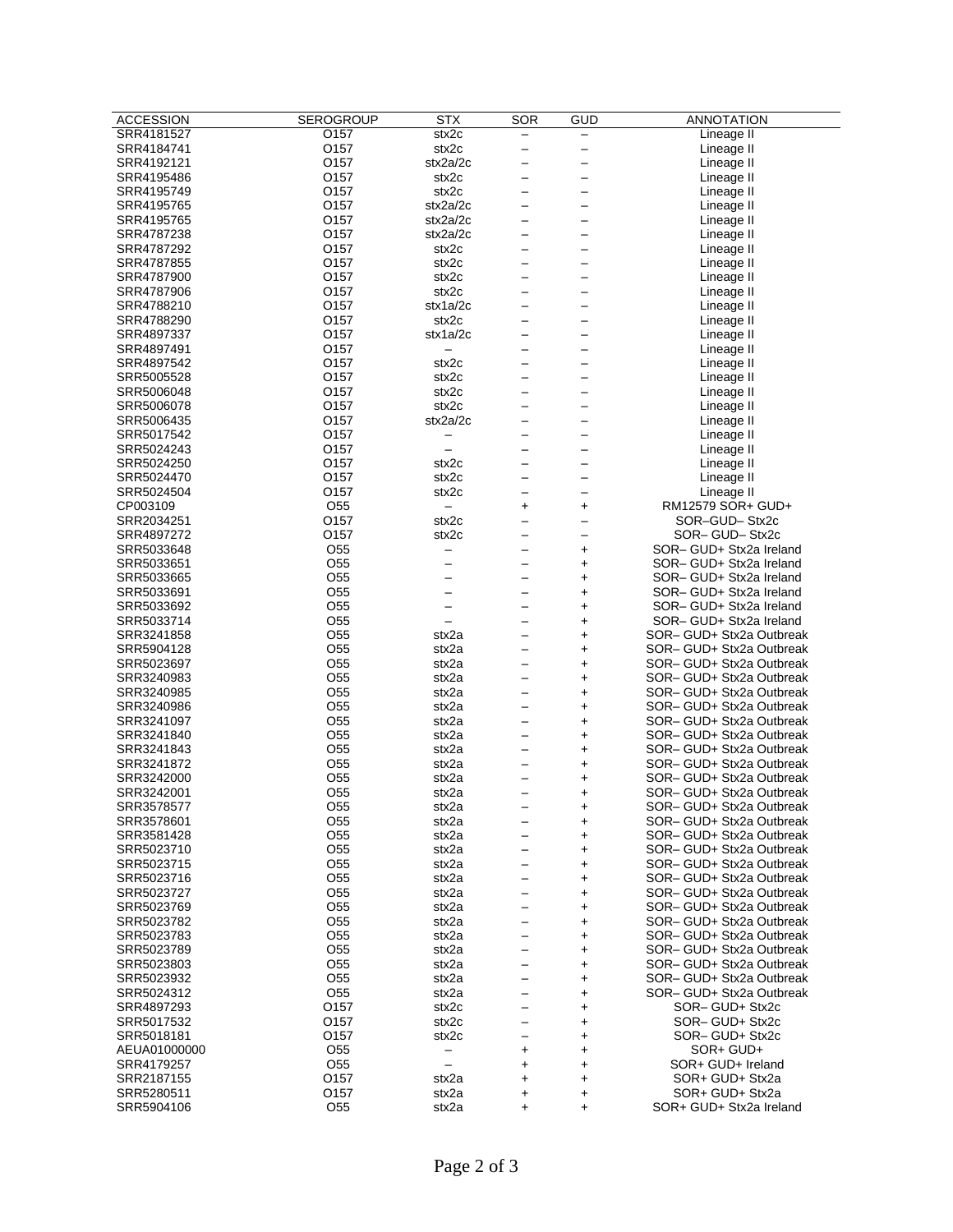| ACCESSION | SEROGROUP | STX | SOR | GUD | ANNOTATION |
|---|---|---|---|---|---|
| SRR4181527 | O157 | stx2c | – | – | Lineage II |
| SRR4184741 | O157 | stx2c | – | – | Lineage II |
| SRR4192121 | O157 | stx2a/2c | – | – | Lineage II |
| SRR4195486 | O157 | stx2c | – | – | Lineage II |
| SRR4195749 | O157 | stx2c | – | – | Lineage II |
| SRR4195765 | O157 | stx2a/2c | – | – | Lineage II |
| SRR4195765 | O157 | stx2a/2c | – | – | Lineage II |
| SRR4787238 | O157 | stx2a/2c | – | – | Lineage II |
| SRR4787292 | O157 | stx2c | – | – | Lineage II |
| SRR4787855 | O157 | stx2c | – | – | Lineage II |
| SRR4787900 | O157 | stx2c | – | – | Lineage II |
| SRR4787906 | O157 | stx2c | – | – | Lineage II |
| SRR4788210 | O157 | stx1a/2c | – | – | Lineage II |
| SRR4788290 | O157 | stx2c | – | – | Lineage II |
| SRR4897337 | O157 | stx1a/2c | – | – | Lineage II |
| SRR4897491 | O157 | – | – | – | Lineage II |
| SRR4897542 | O157 | stx2c | – | – | Lineage II |
| SRR5005528 | O157 | stx2c | – | – | Lineage II |
| SRR5006048 | O157 | stx2c | – | – | Lineage II |
| SRR5006078 | O157 | stx2c | – | – | Lineage II |
| SRR5006435 | O157 | stx2a/2c | – | – | Lineage II |
| SRR5017542 | O157 | – | – | – | Lineage II |
| SRR5024243 | O157 | – | – | – | Lineage II |
| SRR5024250 | O157 | stx2c | – | – | Lineage II |
| SRR5024470 | O157 | stx2c | – | – | Lineage II |
| SRR5024504 | O157 | stx2c | – | – | Lineage II |
| CP003109 | O55 | – | + | + | RM12579 SOR+ GUD+ |
| SRR2034251 | O157 | stx2c | – | – | SOR–GUD– Stx2c |
| SRR4897272 | O157 | stx2c | – | – | SOR– GUD– Stx2c |
| SRR5033648 | O55 | – | – | + | SOR– GUD+ Stx2a Ireland |
| SRR5033651 | O55 | – | – | + | SOR– GUD+ Stx2a Ireland |
| SRR5033665 | O55 | – | – | + | SOR– GUD+ Stx2a Ireland |
| SRR5033691 | O55 | – | – | + | SOR– GUD+ Stx2a Ireland |
| SRR5033692 | O55 | – | – | + | SOR– GUD+ Stx2a Ireland |
| SRR5033714 | O55 | – | – | + | SOR– GUD+ Stx2a Ireland |
| SRR3241858 | O55 | stx2a | – | + | SOR– GUD+ Stx2a Outbreak |
| SRR5904128 | O55 | stx2a | – | + | SOR– GUD+ Stx2a Outbreak |
| SRR5023697 | O55 | stx2a | – | + | SOR– GUD+ Stx2a Outbreak |
| SRR3240983 | O55 | stx2a | – | + | SOR– GUD+ Stx2a Outbreak |
| SRR3240985 | O55 | stx2a | – | + | SOR– GUD+ Stx2a Outbreak |
| SRR3240986 | O55 | stx2a | – | + | SOR– GUD+ Stx2a Outbreak |
| SRR3241097 | O55 | stx2a | – | + | SOR– GUD+ Stx2a Outbreak |
| SRR3241840 | O55 | stx2a | – | + | SOR– GUD+ Stx2a Outbreak |
| SRR3241843 | O55 | stx2a | – | + | SOR– GUD+ Stx2a Outbreak |
| SRR3241872 | O55 | stx2a | – | + | SOR– GUD+ Stx2a Outbreak |
| SRR3242000 | O55 | stx2a | – | + | SOR– GUD+ Stx2a Outbreak |
| SRR3242001 | O55 | stx2a | – | + | SOR– GUD+ Stx2a Outbreak |
| SRR3578577 | O55 | stx2a | – | + | SOR– GUD+ Stx2a Outbreak |
| SRR3578601 | O55 | stx2a | – | + | SOR– GUD+ Stx2a Outbreak |
| SRR3581428 | O55 | stx2a | – | + | SOR– GUD+ Stx2a Outbreak |
| SRR5023710 | O55 | stx2a | – | + | SOR– GUD+ Stx2a Outbreak |
| SRR5023715 | O55 | stx2a | – | + | SOR– GUD+ Stx2a Outbreak |
| SRR5023716 | O55 | stx2a | – | + | SOR– GUD+ Stx2a Outbreak |
| SRR5023727 | O55 | stx2a | – | + | SOR– GUD+ Stx2a Outbreak |
| SRR5023769 | O55 | stx2a | – | + | SOR– GUD+ Stx2a Outbreak |
| SRR5023782 | O55 | stx2a | – | + | SOR– GUD+ Stx2a Outbreak |
| SRR5023783 | O55 | stx2a | – | + | SOR– GUD+ Stx2a Outbreak |
| SRR5023789 | O55 | stx2a | – | + | SOR– GUD+ Stx2a Outbreak |
| SRR5023803 | O55 | stx2a | – | + | SOR– GUD+ Stx2a Outbreak |
| SRR5023932 | O55 | stx2a | – | + | SOR– GUD+ Stx2a Outbreak |
| SRR5024312 | O55 | stx2a | – | + | SOR– GUD+ Stx2a Outbreak |
| SRR4897293 | O157 | stx2c | – | + | SOR– GUD+ Stx2c |
| SRR5017532 | O157 | stx2c | – | + | SOR– GUD+ Stx2c |
| SRR5018181 | O157 | stx2c | – | + | SOR– GUD+ Stx2c |
| AEUA01000000 | O55 | – | + | + | SOR+ GUD+ |
| SRR4179257 | O55 | – | + | + | SOR+ GUD+ Ireland |
| SRR2187155 | O157 | stx2a | + | + | SOR+ GUD+ Stx2a |
| SRR5280511 | O157 | stx2a | + | + | SOR+ GUD+ Stx2a |
| SRR5904106 | O55 | stx2a | + | + | SOR+ GUD+ Stx2a Ireland |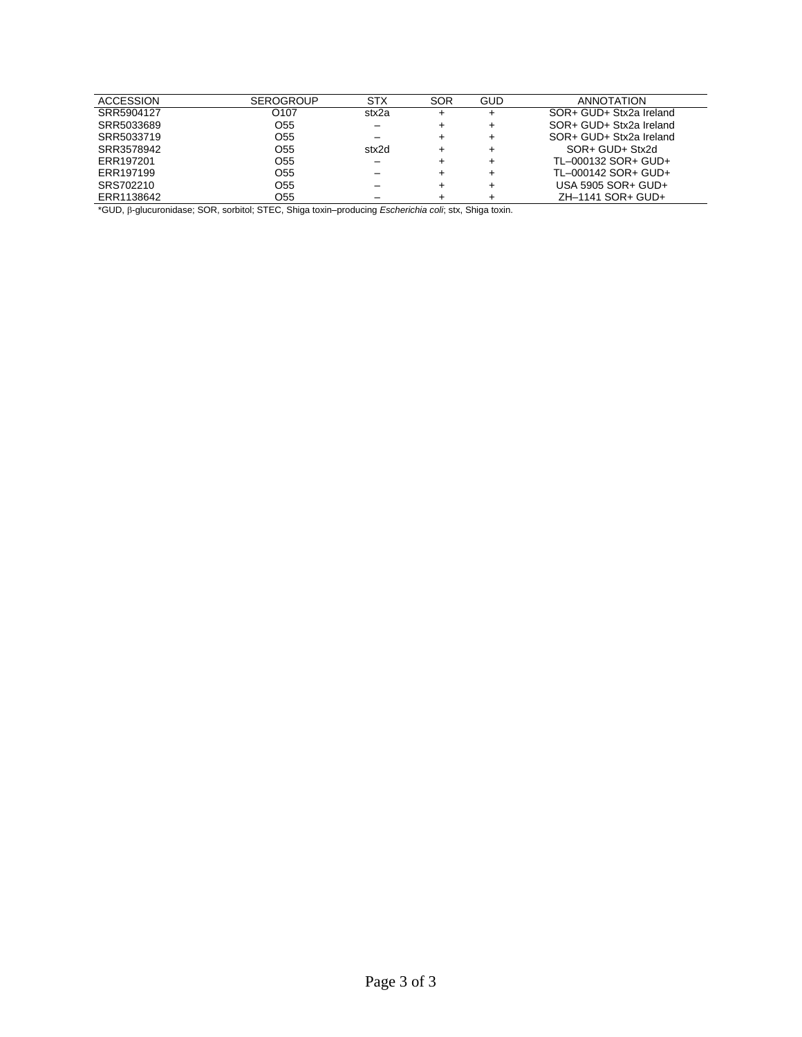| ACCESSION | SEROGROUP | STX | SOR | GUD | ANNOTATION |
|---|---|---|---|---|---|
| SRR5904127 | O107 | stx2a | + | + | SOR+ GUD+ Stx2a Ireland |
| SRR5033689 | O55 | – | + | + | SOR+ GUD+ Stx2a Ireland |
| SRR5033719 | O55 | – | + | + | SOR+ GUD+ Stx2a Ireland |
| SRR3578942 | O55 | stx2d | + | + | SOR+ GUD+ Stx2d |
| ERR197201 | O55 | – | + | + | TL–000132 SOR+ GUD+ |
| ERR197199 | O55 | – | + | + | TL–000142 SOR+ GUD+ |
| SRS702210 | O55 | – | + | + | USA 5905 SOR+ GUD+ |
| ERR1138642 | O55 | – | + | + | ZH–1141 SOR+ GUD+ |

*GUD, β-glucuronidase; SOR, sorbitol; STEC, Shiga toxin–producing *Escherichia coli*; stx, Shiga toxin.